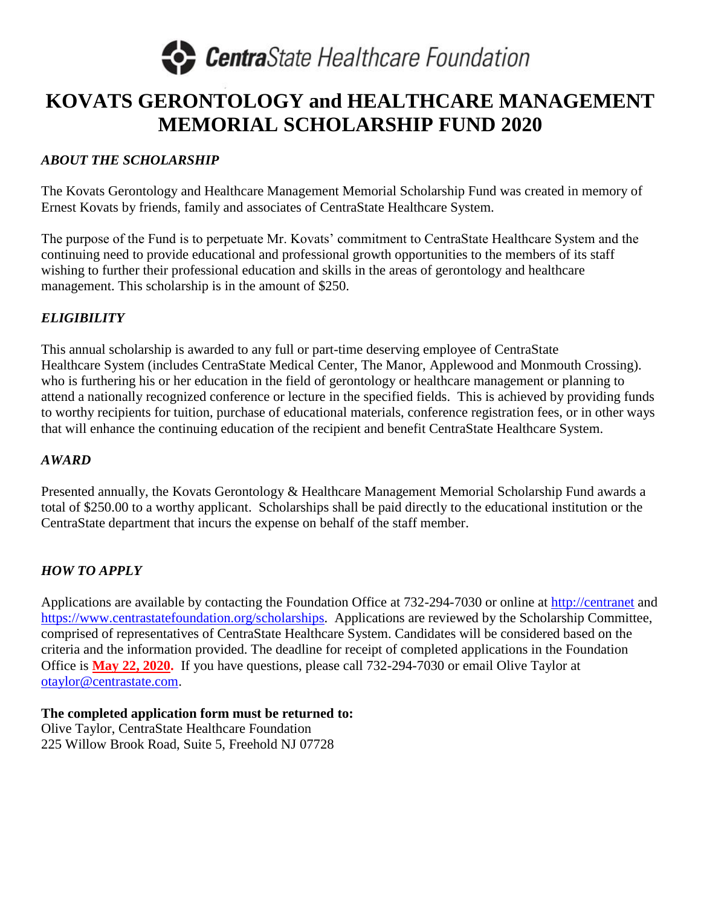**CentraState Healthcare Foundation**

# KOVATS GERONTOLOGY and HEALTHCARE MANAGEMENT MEMORIAL SCHOLARSHIP FUND 2020

### *ABOUT THE SCHOLARSHIP*

The Kovats Gerontology and Healthcare Management Memorial Scholarship Fund was created in memory of Ernest Kovats by friends, family and associates of CentraState Healthcare System.

The purpose of the Fund is to perpetuate Mr. Kovats' commitment to CentraState Healthcare System and the continuing need to provide educational and professional growth opportunities to the members of its staff wishing to further their professional education and skills in the areas of gerontology and healthcare management. This scholarship is in the amount of $250.

### *ELIGIBILITY*

This annual scholarship is awarded to any full or part-time deserving employee of CentraState Healthcare System (includes CentraState Medical Center, The Manor, Applewood and Monmouth Crossing). who is furthering his or her education in the field of gerontology or healthcare management or planning to attend a nationally recognized conference or lecture in the specified fields. This is achieved by providing funds to worthy recipients for tuition, purchase of educational materials, conference registration fees, or in other ways that will enhance the continuing education of the recipient and benefit CentraState Healthcare System.

### *AWARD*

Presented annually, the Kovats Gerontology & Healthcare Management Memorial Scholarship Fund awards a total of $250.00 to a worthy applicant. Scholarships shall be paid directly to the educational institution or the CentraState department that incurs the expense on behalf of the staff member.

### *HOW TO APPLY*

Applications are available by contacting the Foundation Office at 732-294-7030 or online at http://centranet and https://www.centrastatefoundation.org/scholarships. Applications are reviewed by the Scholarship Committee, comprised of representatives of CentraState Healthcare System. Candidates will be considered based on the criteria and the information provided. The deadline for receipt of completed applications in the Foundation Office is **May 22, 2020.** If you have questions, please call 732-294-7030 or email Olive Taylor at otaylor@centrastate.com.

**The completed application form must be returned to:**
Olive Taylor, CentraState Healthcare Foundation
225 Willow Brook Road, Suite 5, Freehold NJ 07728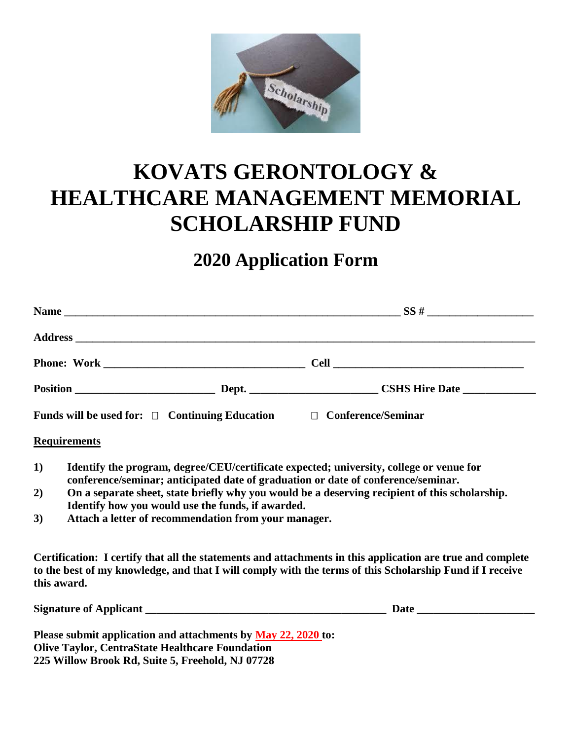# KOVATS GERONTOLOGY & HEALTHCARE MANAGEMENT MEMORIAL SCHOLARSHIP FUND

## 2020 Application Form

**Name** _______________________________________________ **SS #** ___________________

**Address** _______________________________________________________________________

**Phone: Work** _________________________________ **Cell** ________________________________

**Position** ________________________ **Dept.** ______________________ **CSHS Hire Date** _____________

**Funds will be used for:** ☐ **Continuing Education** ☐ **Conference/Seminar**

**Requirements**

1) **Identify the program, degree/CEU/certificate expected; university, college or venue for conference/seminar; anticipated date of graduation or date of conference/seminar.**
2) **On a separate sheet, state briefly why you would be a deserving recipient of this scholarship. Identify how you would use the funds, if awarded.**
3) **Attach a letter of recommendation from your manager.**

**Certification: I certify that all the statements and attachments in this application are true and complete to the best of my knowledge, and that I will comply with the terms of this Scholarship Fund if I receive this award.**

**Signature of Applicant** ___________________________________________ **Date** ____________________

**Please submit application and attachments by May 22, 2020 to:**
**Olive Taylor, CentraState Healthcare Foundation**
**225 Willow Brook Rd, Suite 5, Freehold, NJ 07728**